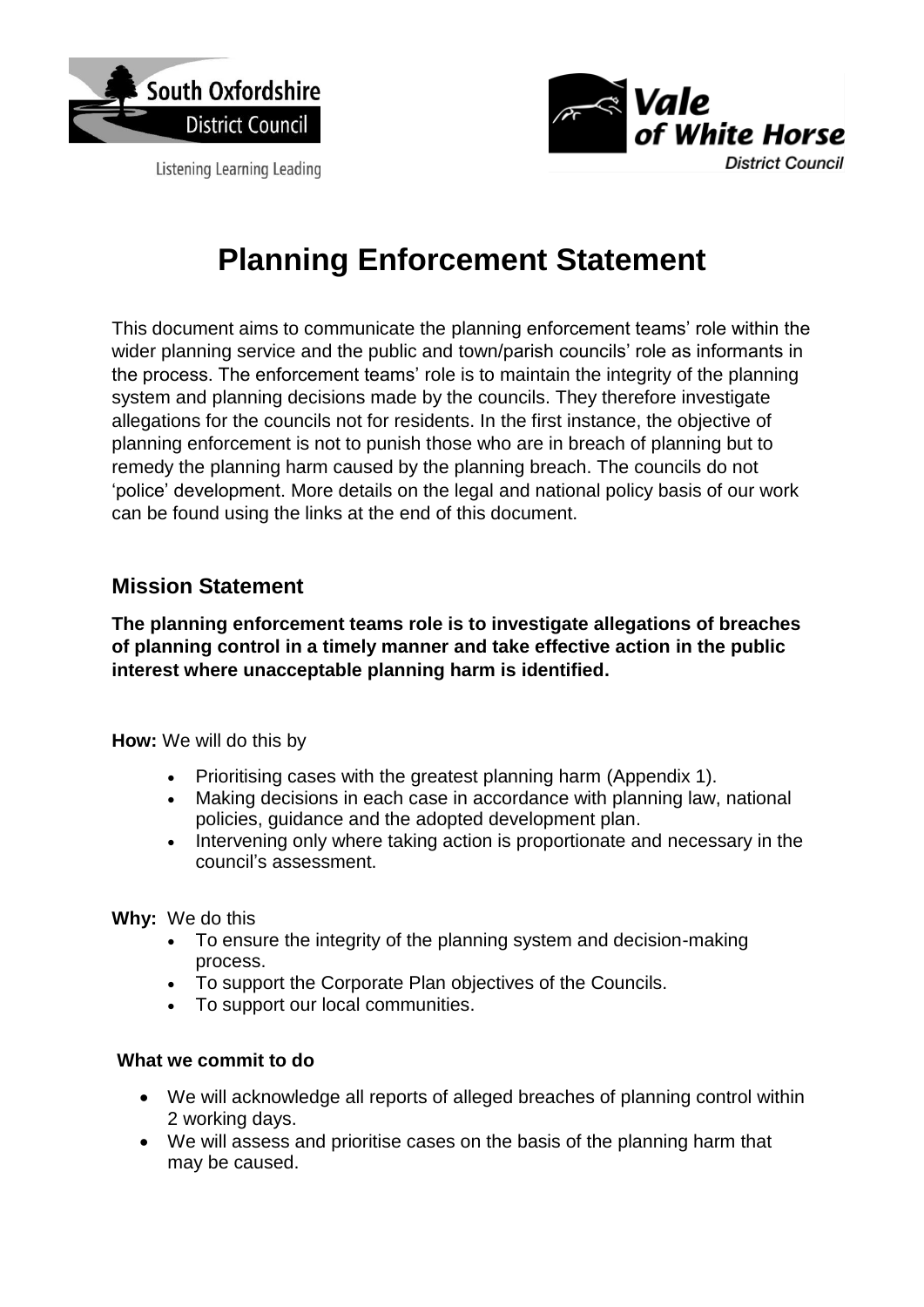South Oxfordshire District Council

Listening Learning Leading

Vale of White Horse District Council

# Planning Enforcement Statement

This document aims to communicate the planning enforcement teams' role within the wider planning service and the public and town/parish councils' role as informants in the process. The enforcement teams' role is to maintain the integrity of the planning system and planning decisions made by the councils. They therefore investigate allegations for the councils not for residents. In the first instance, the objective of planning enforcement is not to punish those who are in breach of planning but to remedy the planning harm caused by the planning breach. The councils do not 'police' development. More details on the legal and national policy basis of our work can be found using the links at the end of this document.

## Mission Statement

**The planning enforcement teams role is to investigate allegations of breaches of planning control in a timely manner and take effective action in the public interest where unacceptable planning harm is identified.**

**How:** We will do this by

- Prioritising cases with the greatest planning harm (Appendix 1).
- Making decisions in each case in accordance with planning law, national policies, guidance and the adopted development plan.
- Intervening only where taking action is proportionate and necessary in the council's assessment.

**Why:** We do this

- To ensure the integrity of the planning system and decision-making process.
- To support the Corporate Plan objectives of the Councils.
- To support our local communities.

**What we commit to do**

- We will acknowledge all reports of alleged breaches of planning control within 2 working days.
- We will assess and prioritise cases on the basis of the planning harm that may be caused.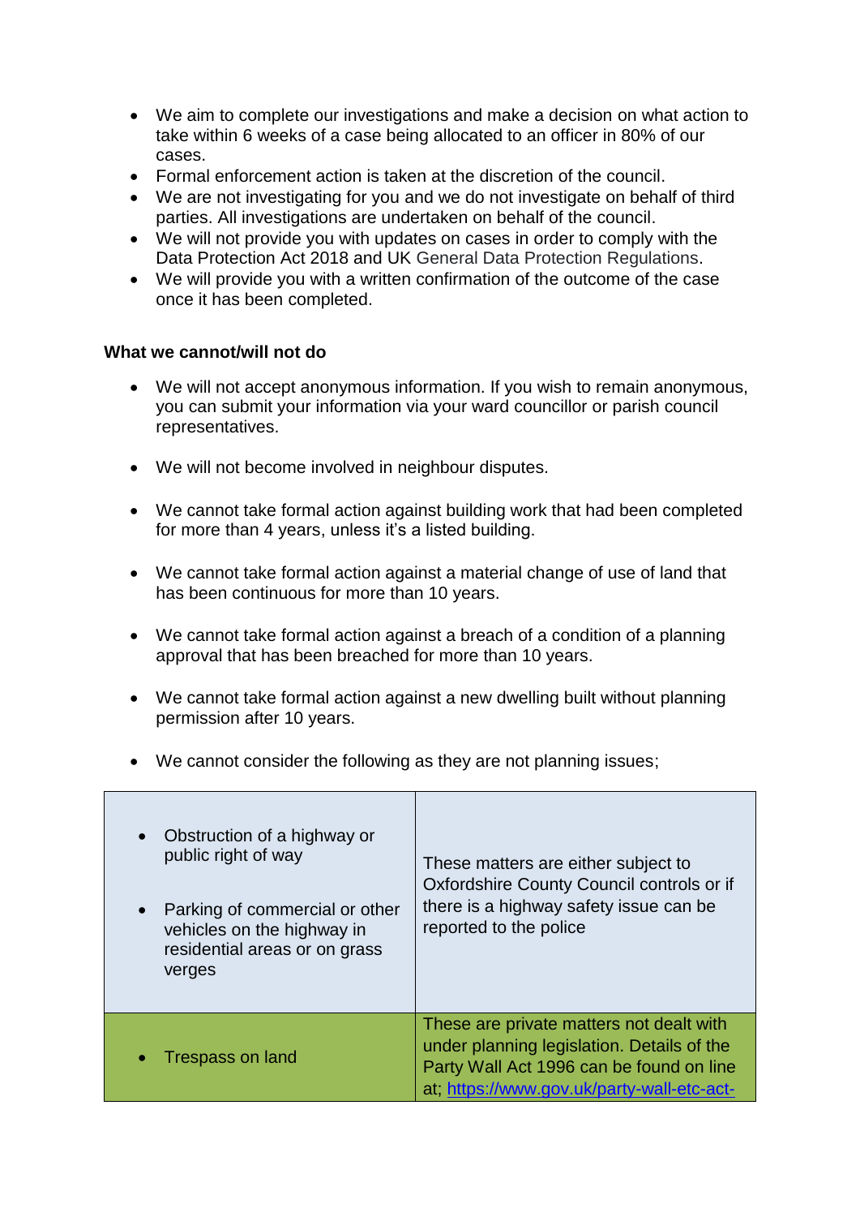- We aim to complete our investigations and make a decision on what action to take within 6 weeks of a case being allocated to an officer in 80% of our cases.
- Formal enforcement action is taken at the discretion of the council.
- We are not investigating for you and we do not investigate on behalf of third parties. All investigations are undertaken on behalf of the council.
- We will not provide you with updates on cases in order to comply with the Data Protection Act 2018 and UK General Data Protection Regulations.
- We will provide you with a written confirmation of the outcome of the case once it has been completed.

**What we cannot/will not do**

- We will not accept anonymous information. If you wish to remain anonymous, you can submit your information via your ward councillor or parish council representatives.

- We will not become involved in neighbour disputes.

- We cannot take formal action against building work that had been completed for more than 4 years, unless it's a listed building.

- We cannot take formal action against a material change of use of land that has been continuous for more than 10 years.

- We cannot take formal action against a breach of a condition of a planning approval that has been breached for more than 10 years.

- We cannot take formal action against a new dwelling built without planning permission after 10 years.

- We cannot consider the following as they are not planning issues;

| | |
|---|---|
| • Obstruction of a highway or public right of way<br><br>• Parking of commercial or other vehicles on the highway in residential areas or on grass verges | These matters are either subject to Oxfordshire County Council controls or if there is a highway safety issue can be reported to the police |
| • Trespass on land | These are private matters not dealt with under planning legislation. Details of the Party Wall Act 1996 can be found on line at; https://www.gov.uk/party-wall-etc-act- |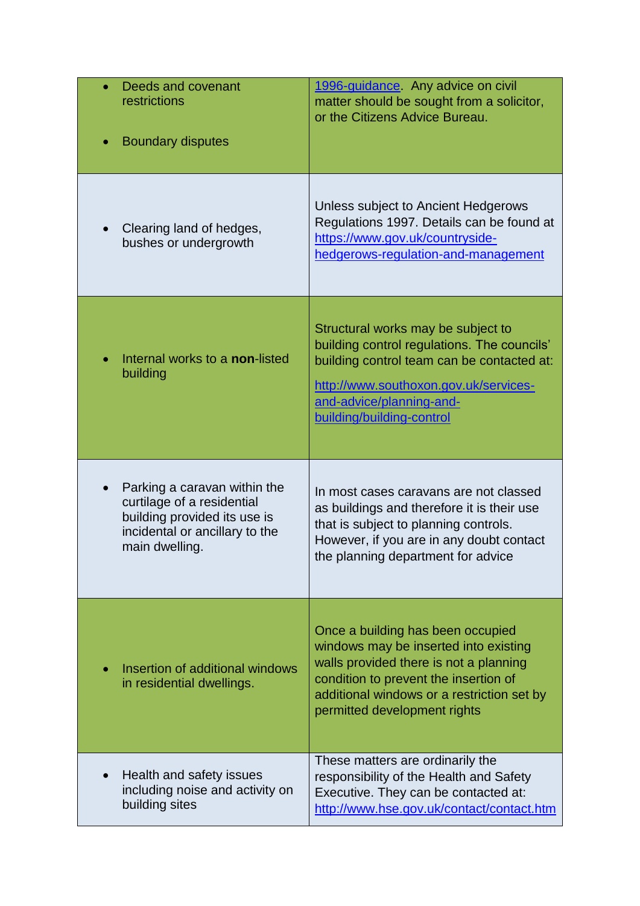| | |
|---|---|
| • Deeds and covenant restrictions<br><br>• Boundary disputes | 1996-guidance. Any advice on civil matter should be sought from a solicitor, or the Citizens Advice Bureau. |
| • Clearing land of hedges, bushes or undergrowth | Unless subject to Ancient Hedgerows Regulations 1997. Details can be found at https://www.gov.uk/countryside-hedgerows-regulation-and-management |
| • Internal works to a **non**-listed building | Structural works may be subject to building control regulations. The councils' building control team can be contacted at:<br><br>http://www.southoxon.gov.uk/services-and-advice/planning-and-building/building-control |
| • Parking a caravan within the curtilage of a residential building provided its use is incidental or ancillary to the main dwelling. | In most cases caravans are not classed as buildings and therefore it is their use that is subject to planning controls. However, if you are in any doubt contact the planning department for advice |
| • Insertion of additional windows in residential dwellings. | Once a building has been occupied windows may be inserted into existing walls provided there is not a planning condition to prevent the insertion of additional windows or a restriction set by permitted development rights |
| • Health and safety issues including noise and activity on building sites | These matters are ordinarily the responsibility of the Health and Safety Executive. They can be contacted at: http://www.hse.gov.uk/contact/contact.htm |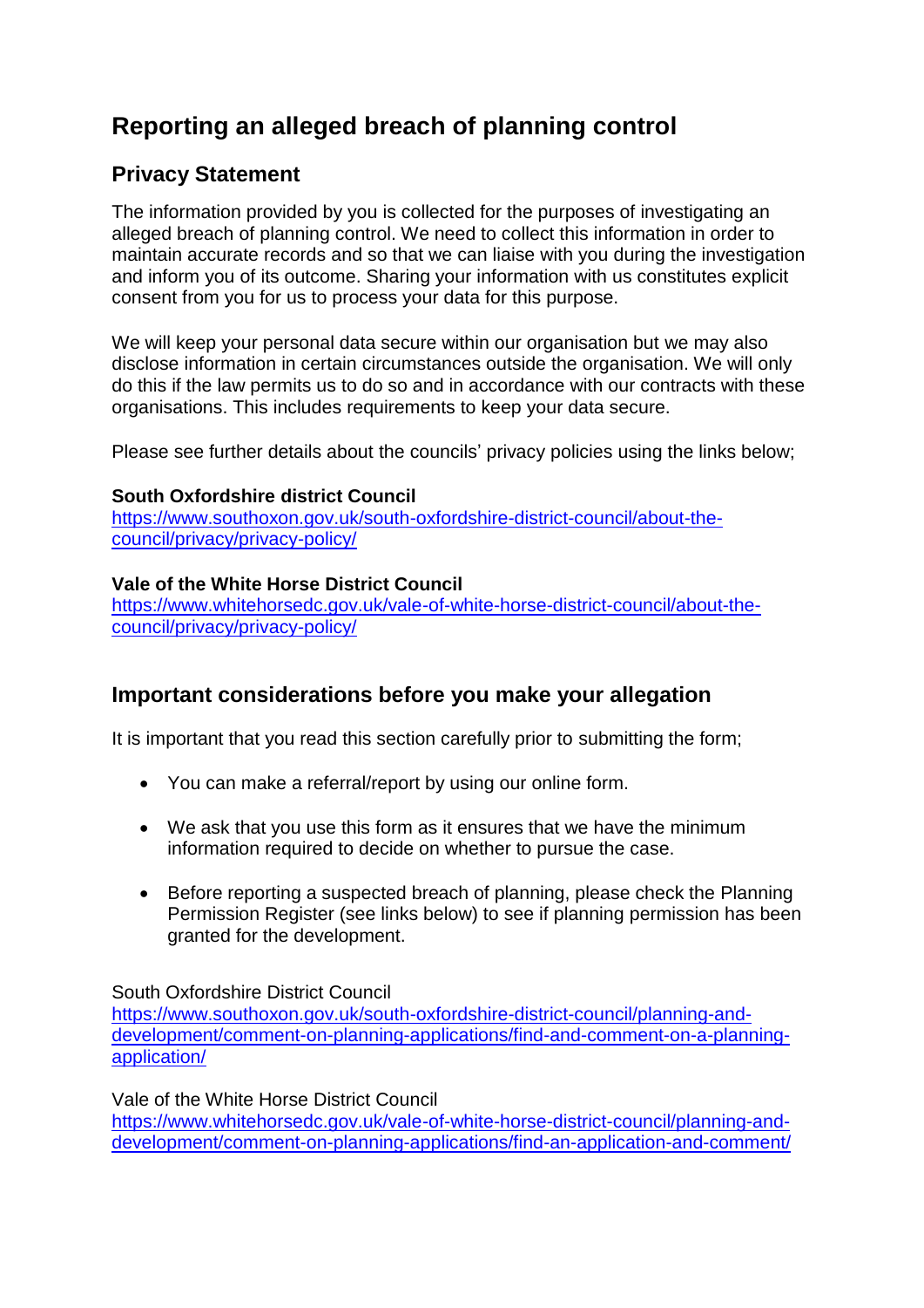# Reporting an alleged breach of planning control

## Privacy Statement

The information provided by you is collected for the purposes of investigating an alleged breach of planning control. We need to collect this information in order to maintain accurate records and so that we can liaise with you during the investigation and inform you of its outcome. Sharing your information with us constitutes explicit consent from you for us to process your data for this purpose.

We will keep your personal data secure within our organisation but we may also disclose information in certain circumstances outside the organisation. We will only do this if the law permits us to do so and in accordance with our contracts with these organisations. This includes requirements to keep your data secure.

Please see further details about the councils' privacy policies using the links below;

**South Oxfordshire district Council**
https://www.southoxon.gov.uk/south-oxfordshire-district-council/about-the-council/privacy/privacy-policy/

**Vale of the White Horse District Council**
https://www.whitehorsedc.gov.uk/vale-of-white-horse-district-council/about-the-council/privacy/privacy-policy/

## Important considerations before you make your allegation

It is important that you read this section carefully prior to submitting the form;

- You can make a referral/report by using our online form.
- We ask that you use this form as it ensures that we have the minimum information required to decide on whether to pursue the case.
- Before reporting a suspected breach of planning, please check the Planning Permission Register (see links below) to see if planning permission has been granted for the development.

South Oxfordshire District Council
https://www.southoxon.gov.uk/south-oxfordshire-district-council/planning-and-development/comment-on-planning-applications/find-and-comment-on-a-planning-application/

Vale of the White Horse District Council
https://www.whitehorsedc.gov.uk/vale-of-white-horse-district-council/planning-and-development/comment-on-planning-applications/find-an-application-and-comment/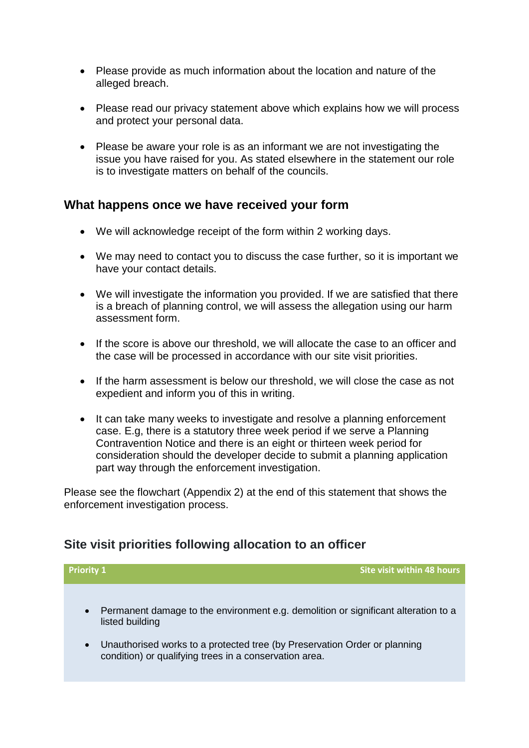- Please provide as much information about the location and nature of the alleged breach.

- Please read our privacy statement above which explains how we will process and protect your personal data.

- Please be aware your role is as an informant we are not investigating the issue you have raised for you. As stated elsewhere in the statement our role is to investigate matters on behalf of the councils.

## What happens once we have received your form

- We will acknowledge receipt of the form within 2 working days.

- We may need to contact you to discuss the case further, so it is important we have your contact details.

- We will investigate the information you provided. If we are satisfied that there is a breach of planning control, we will assess the allegation using our harm assessment form.

- If the score is above our threshold, we will allocate the case to an officer and the case will be processed in accordance with our site visit priorities.

- If the harm assessment is below our threshold, we will close the case as not expedient and inform you of this in writing.

- It can take many weeks to investigate and resolve a planning enforcement case. E.g, there is a statutory three week period if we serve a Planning Contravention Notice and there is an eight or thirteen week period for consideration should the developer decide to submit a planning application part way through the enforcement investigation.

Please see the flowchart (Appendix 2) at the end of this statement that shows the enforcement investigation process.

## Site visit priorities following allocation to an officer

| Priority 1 | Site visit within 48 hours |
| --- | --- |
| <ul><li>Permanent damage to the environment e.g. demolition or significant alteration to a listed building</li><li>Unauthorised works to a protected tree (by Preservation Order or planning condition) or qualifying trees in a conservation area.</li></ul> | |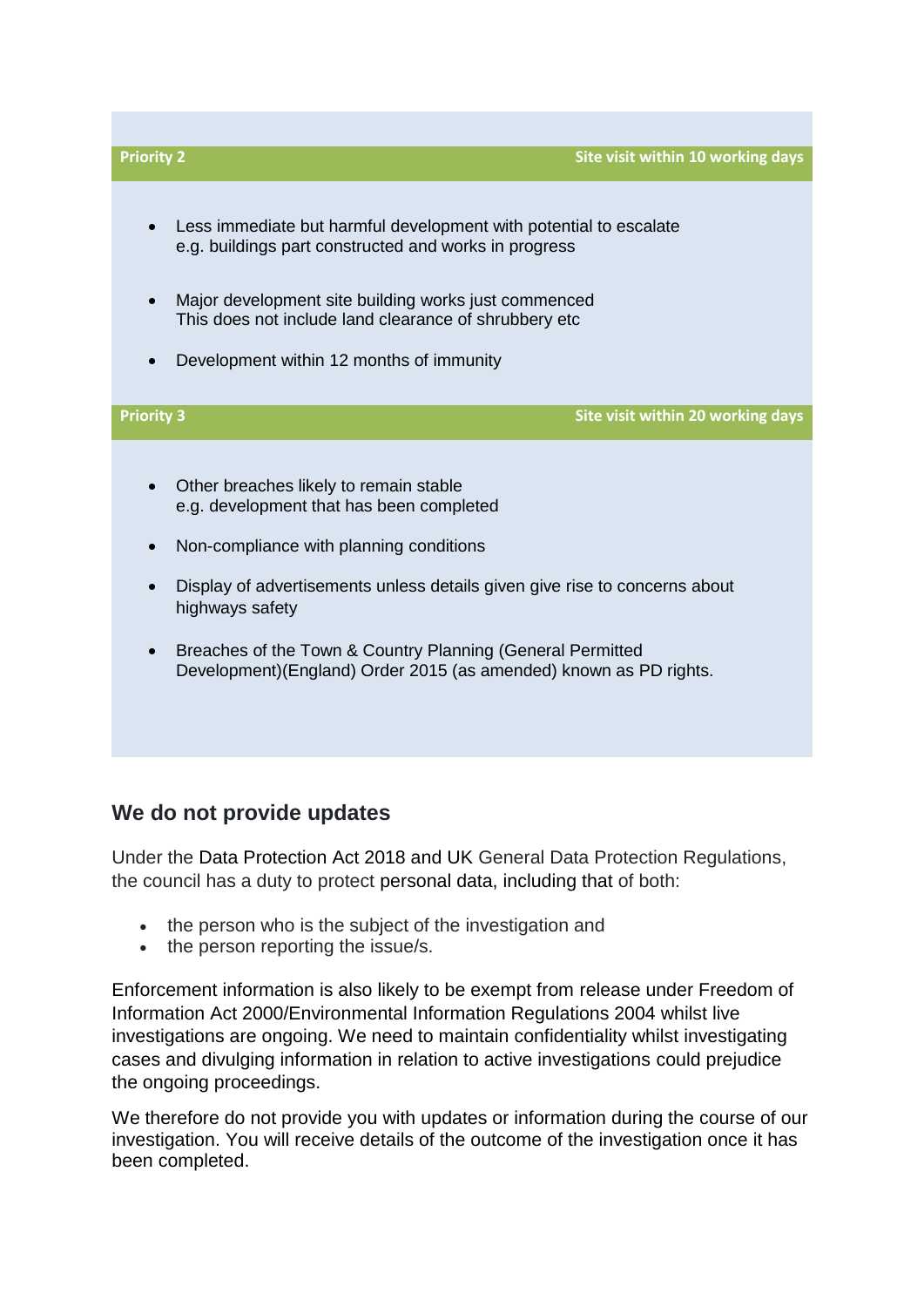**Priority 2** — **Site visit within 10 working days**

- Less immediate but harmful development with potential to escalate e.g. buildings part constructed and works in progress
- Major development site building works just commenced This does not include land clearance of shrubbery etc
- Development within 12 months of immunity

**Priority 3** — **Site visit within 20 working days**

- Other breaches likely to remain stable e.g. development that has been completed
- Non-compliance with planning conditions
- Display of advertisements unless details given give rise to concerns about highways safety
- Breaches of the Town & Country Planning (General Permitted Development)(England) Order 2015 (as amended) known as PD rights.

## We do not provide updates

Under the Data Protection Act 2018 and UK General Data Protection Regulations, the council has a duty to protect personal data, including that of both:

- the person who is the subject of the investigation and
- the person reporting the issue/s.

Enforcement information is also likely to be exempt from release under Freedom of Information Act 2000/Environmental Information Regulations 2004 whilst live investigations are ongoing. We need to maintain confidentiality whilst investigating cases and divulging information in relation to active investigations could prejudice the ongoing proceedings.

We therefore do not provide you with updates or information during the course of our investigation. You will receive details of the outcome of the investigation once it has been completed.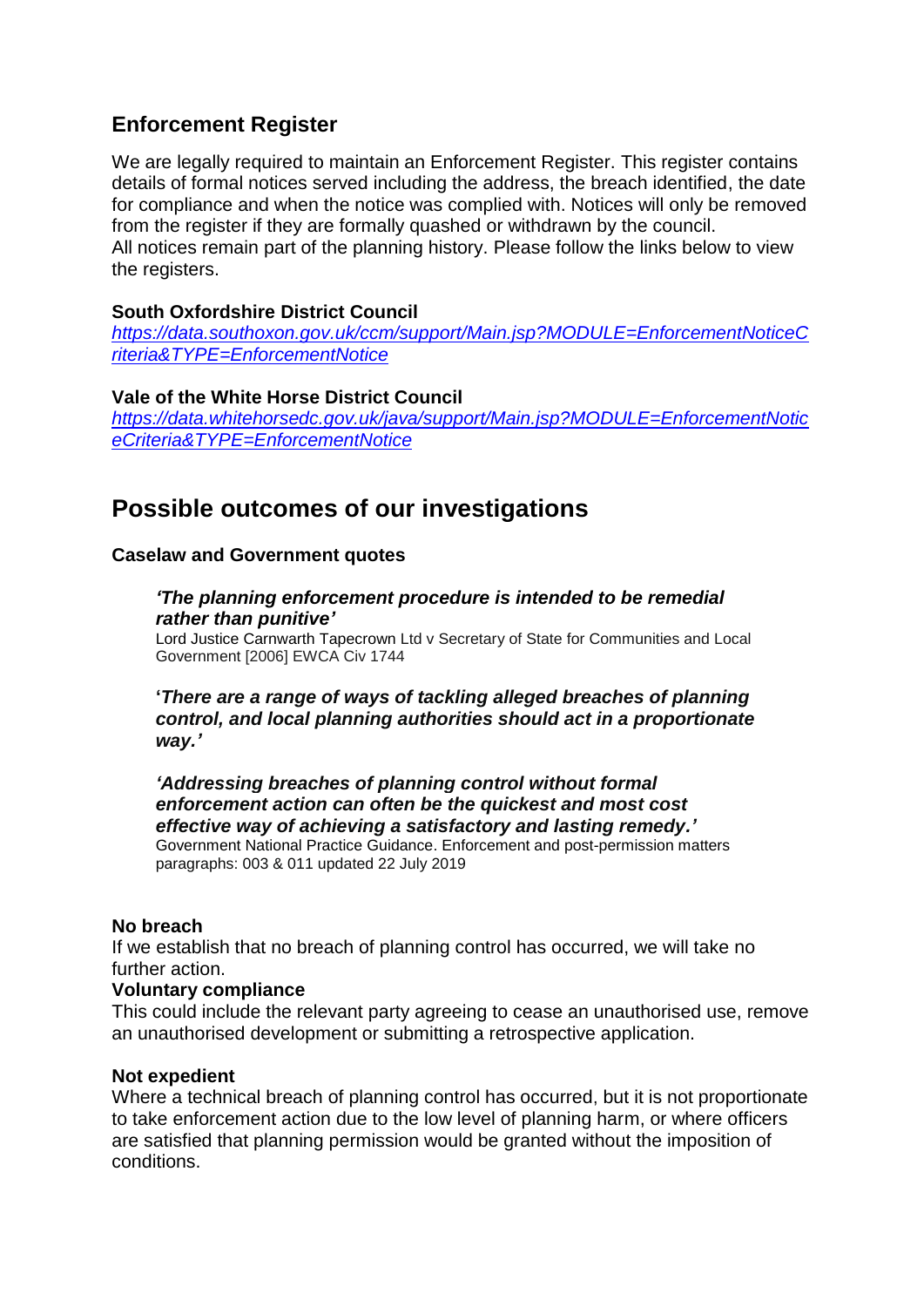## Enforcement Register

We are legally required to maintain an Enforcement Register. This register contains details of formal notices served including the address, the breach identified, the date for compliance and when the notice was complied with. Notices will only be removed from the register if they are formally quashed or withdrawn by the council.
All notices remain part of the planning history. Please follow the links below to view the registers.

**South Oxfordshire District Council**
*https://data.southoxon.gov.uk/ccm/support/Main.jsp?MODULE=EnforcementNoticeCriteria&TYPE=EnforcementNotice*

**Vale of the White Horse District Council**
*https://data.whitehorsedc.gov.uk/java/support/Main.jsp?MODULE=EnforcementNoticeCriteria&TYPE=EnforcementNotice*

# Possible outcomes of our investigations

**Caselaw and Government quotes**

> ***'The planning enforcement procedure is intended to be remedial rather than punitive'***
> Lord Justice Carnwarth Tapecrown Ltd v Secretary of State for Communities and Local Government [2006] EWCA Civ 1744
>
> **'*There are a range of ways of tackling alleged breaches of planning control, and local planning authorities should act in a proportionate way.'***
>
> ***'Addressing breaches of planning control without formal enforcement action can often be the quickest and most cost effective way of achieving a satisfactory and lasting remedy.'***
> Government National Practice Guidance. Enforcement and post-permission matters paragraphs: 003 & 011 updated 22 July 2019

**No breach**
If we establish that no breach of planning control has occurred, we will take no further action.

**Voluntary compliance**
This could include the relevant party agreeing to cease an unauthorised use, remove an unauthorised development or submitting a retrospective application.

**Not expedient**
Where a technical breach of planning control has occurred, but it is not proportionate to take enforcement action due to the low level of planning harm, or where officers are satisfied that planning permission would be granted without the imposition of conditions.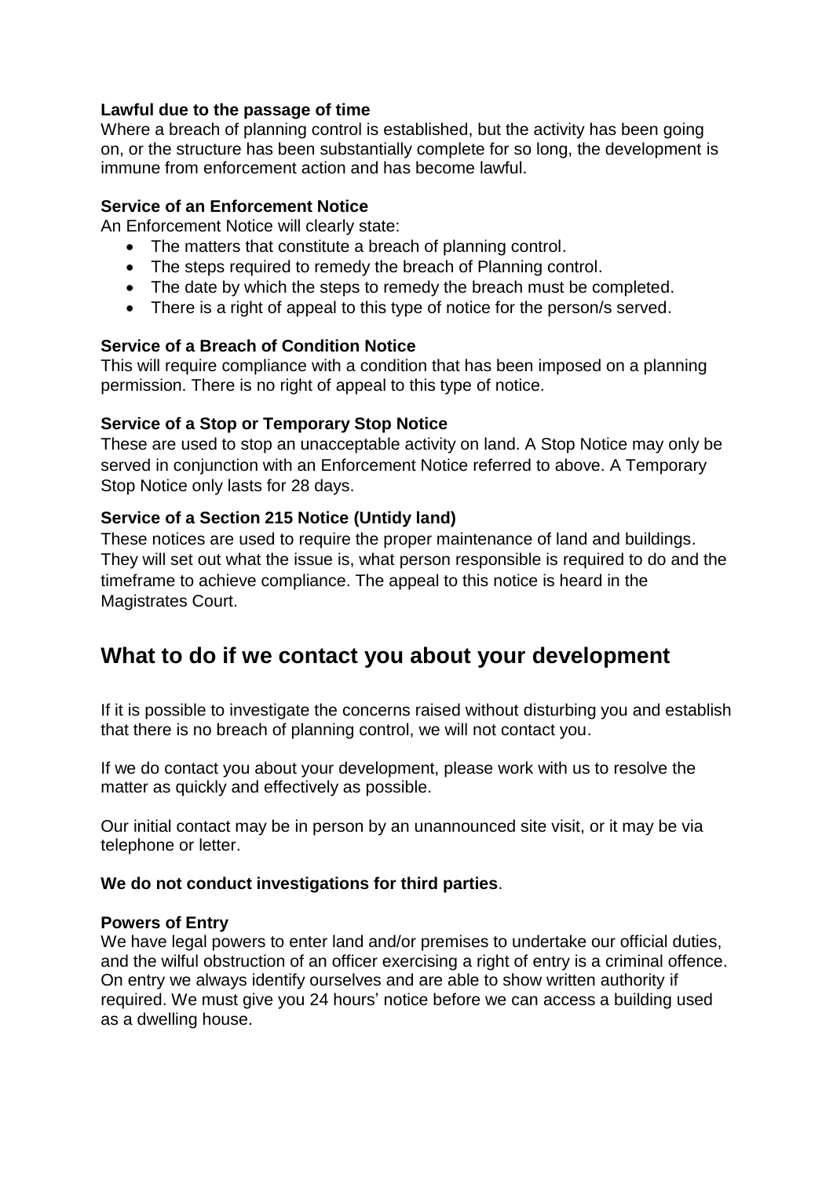**Lawful due to the passage of time**
Where a breach of planning control is established, but the activity has been going on, or the structure has been substantially complete for so long, the development is immune from enforcement action and has become lawful.

**Service of an Enforcement Notice**
An Enforcement Notice will clearly state:

- The matters that constitute a breach of planning control.
- The steps required to remedy the breach of Planning control.
- The date by which the steps to remedy the breach must be completed.
- There is a right of appeal to this type of notice for the person/s served.

**Service of a Breach of Condition Notice**
This will require compliance with a condition that has been imposed on a planning permission. There is no right of appeal to this type of notice.

**Service of a Stop or Temporary Stop Notice**
These are used to stop an unacceptable activity on land. A Stop Notice may only be served in conjunction with an Enforcement Notice referred to above. A Temporary Stop Notice only lasts for 28 days.

**Service of a Section 215 Notice (Untidy land)**
These notices are used to require the proper maintenance of land and buildings. They will set out what the issue is, what person responsible is required to do and the timeframe to achieve compliance. The appeal to this notice is heard in the Magistrates Court.

## What to do if we contact you about your development

If it is possible to investigate the concerns raised without disturbing you and establish that there is no breach of planning control, we will not contact you.

If we do contact you about your development, please work with us to resolve the matter as quickly and effectively as possible.

Our initial contact may be in person by an unannounced site visit, or it may be via telephone or letter.

**We do not conduct investigations for third parties**.

**Powers of Entry**
We have legal powers to enter land and/or premises to undertake our official duties, and the wilful obstruction of an officer exercising a right of entry is a criminal offence. On entry we always identify ourselves and are able to show written authority if required. We must give you 24 hours' notice before we can access a building used as a dwelling house.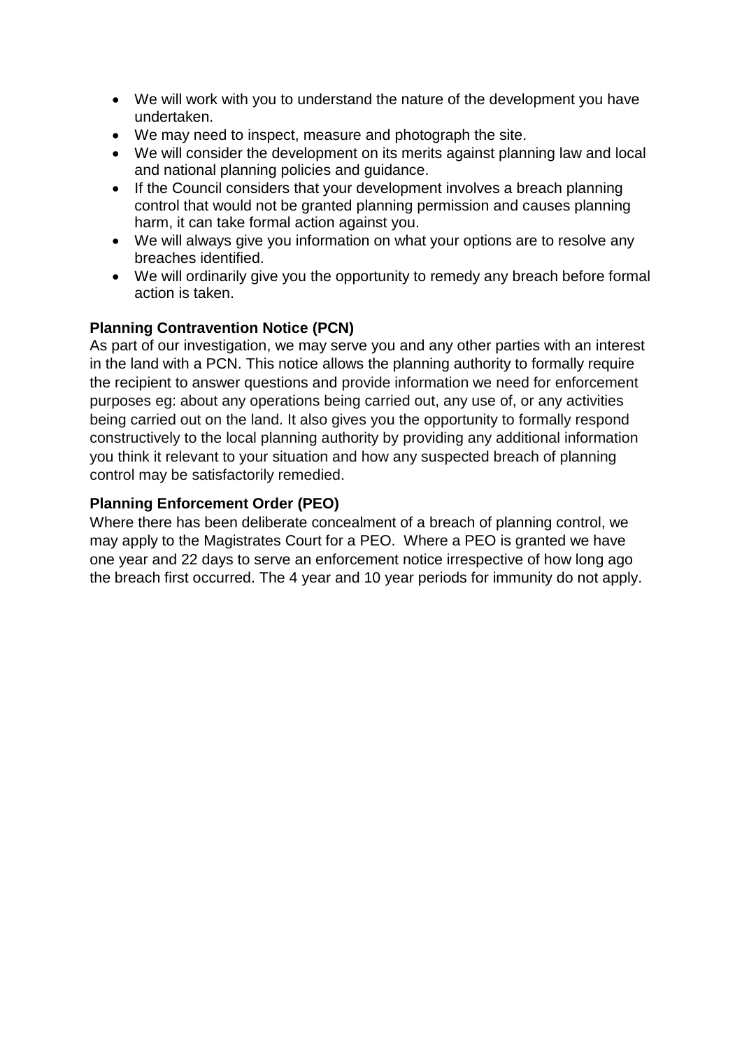- We will work with you to understand the nature of the development you have undertaken.
- We may need to inspect, measure and photograph the site.
- We will consider the development on its merits against planning law and local and national planning policies and guidance.
- If the Council considers that your development involves a breach planning control that would not be granted planning permission and causes planning harm, it can take formal action against you.
- We will always give you information on what your options are to resolve any breaches identified.
- We will ordinarily give you the opportunity to remedy any breach before formal action is taken.

**Planning Contravention Notice (PCN)**

As part of our investigation, we may serve you and any other parties with an interest in the land with a PCN. This notice allows the planning authority to formally require the recipient to answer questions and provide information we need for enforcement purposes eg: about any operations being carried out, any use of, or any activities being carried out on the land. It also gives you the opportunity to formally respond constructively to the local planning authority by providing any additional information you think it relevant to your situation and how any suspected breach of planning control may be satisfactorily remedied.

**Planning Enforcement Order (PEO)**

Where there has been deliberate concealment of a breach of planning control, we may apply to the Magistrates Court for a PEO. Where a PEO is granted we have one year and 22 days to serve an enforcement notice irrespective of how long ago the breach first occurred. The 4 year and 10 year periods for immunity do not apply.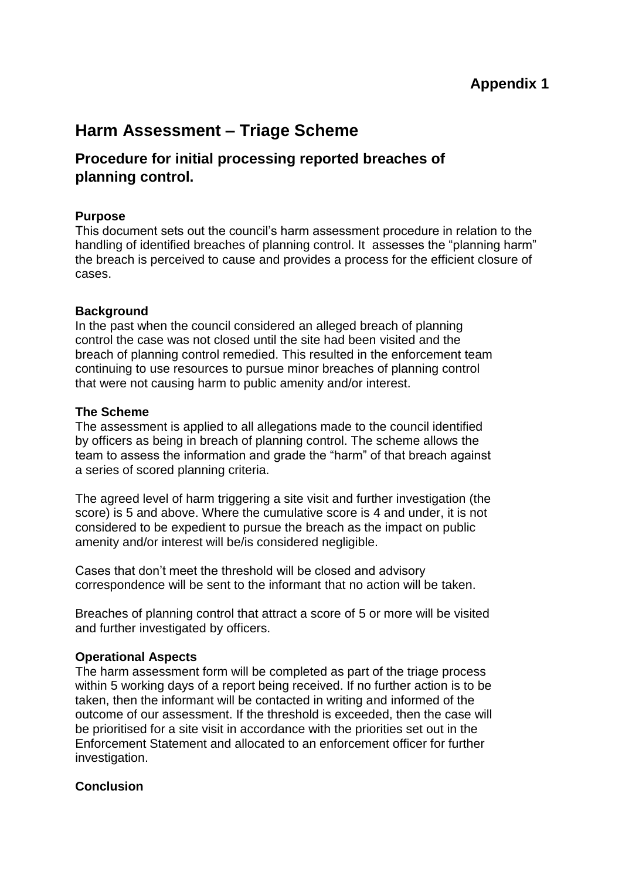**Appendix 1**

# Harm Assessment – Triage Scheme

## Procedure for initial processing reported breaches of planning control.

**Purpose**
This document sets out the council's harm assessment procedure in relation to the handling of identified breaches of planning control. It assesses the "planning harm" the breach is perceived to cause and provides a process for the efficient closure of cases.

**Background**
In the past when the council considered an alleged breach of planning control the case was not closed until the site had been visited and the breach of planning control remedied. This resulted in the enforcement team continuing to use resources to pursue minor breaches of planning control that were not causing harm to public amenity and/or interest.

**The Scheme**
The assessment is applied to all allegations made to the council identified by officers as being in breach of planning control. The scheme allows the team to assess the information and grade the "harm" of that breach against a series of scored planning criteria.

The agreed level of harm triggering a site visit and further investigation (the score) is 5 and above. Where the cumulative score is 4 and under, it is not considered to be expedient to pursue the breach as the impact on public amenity and/or interest will be/is considered negligible.

Cases that don't meet the threshold will be closed and advisory correspondence will be sent to the informant that no action will be taken.

Breaches of planning control that attract a score of 5 or more will be visited and further investigated by officers.

**Operational Aspects**
The harm assessment form will be completed as part of the triage process within 5 working days of a report being received. If no further action is to be taken, then the informant will be contacted in writing and informed of the outcome of our assessment. If the threshold is exceeded, then the case will be prioritised for a site visit in accordance with the priorities set out in the Enforcement Statement and allocated to an enforcement officer for further investigation.

**Conclusion**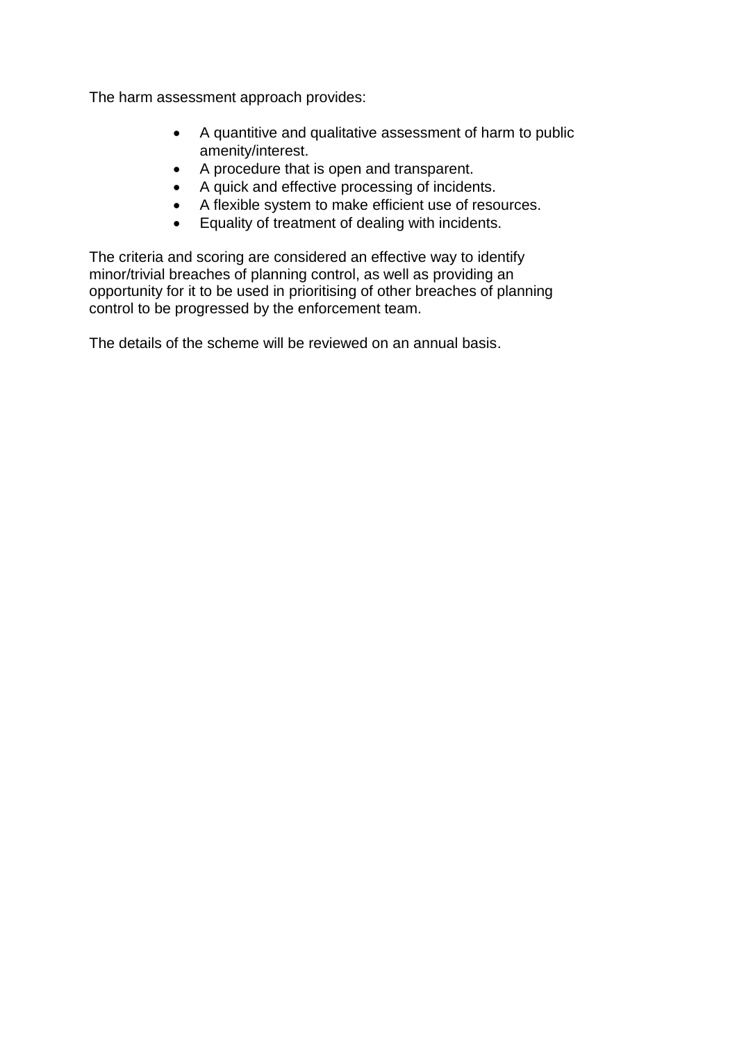The harm assessment approach provides:

- A quantitive and qualitative assessment of harm to public amenity/interest.
- A procedure that is open and transparent.
- A quick and effective processing of incidents.
- A flexible system to make efficient use of resources.
- Equality of treatment of dealing with incidents.

The criteria and scoring are considered an effective way to identify minor/trivial breaches of planning control, as well as providing an opportunity for it to be used in prioritising of other breaches of planning control to be progressed by the enforcement team.

The details of the scheme will be reviewed on an annual basis.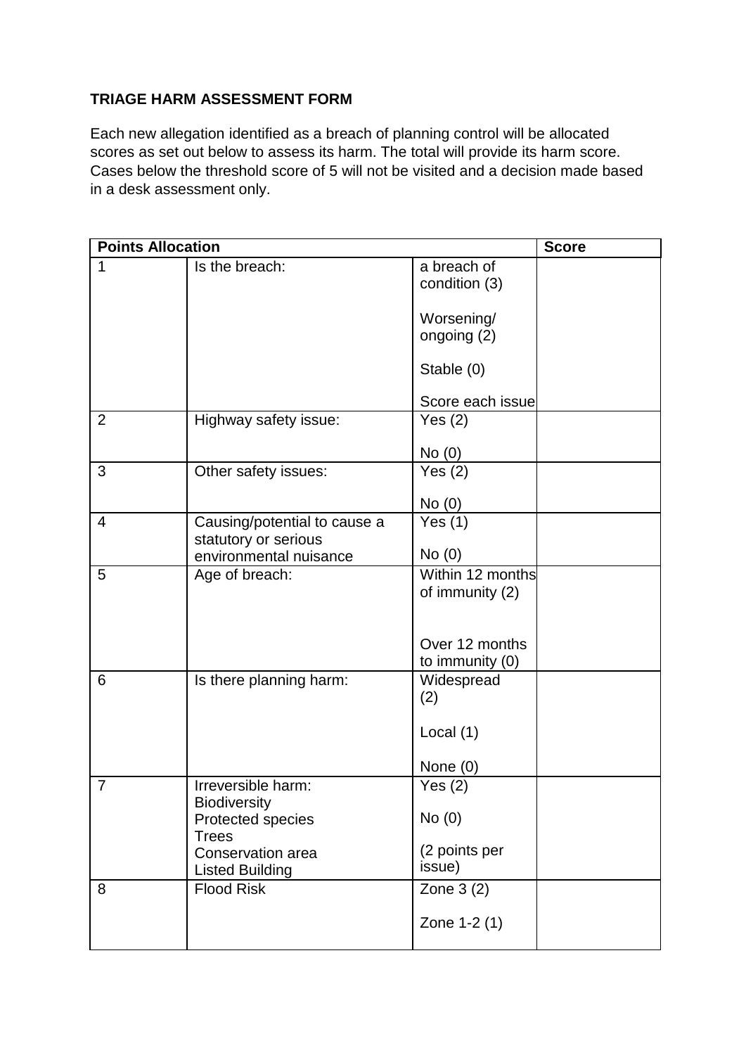**TRIAGE HARM ASSESSMENT FORM**

Each new allegation identified as a breach of planning control will be allocated scores as set out below to assess its harm. The total will provide its harm score. Cases below the threshold score of 5 will not be visited and a decision made based in a desk assessment only.

| Points Allocation | | | Score |
|---|---|---|---|
| 1 | Is the breach: | a breach of condition (3)<br><br>Worsening/ ongoing (2)<br><br>Stable (0)<br><br>Score each issue | |
| 2 | Highway safety issue: | Yes (2)<br><br>No (0) | |
| 3 | Other safety issues: | Yes (2)<br><br>No (0) | |
| 4 | Causing/potential to cause a statutory or serious environmental nuisance | Yes (1)<br><br>No (0) | |
| 5 | Age of breach: | Within 12 months of immunity (2)<br><br>Over 12 months to immunity (0) | |
| 6 | Is there planning harm: | Widespread (2)<br><br>Local (1)<br><br>None (0) | |
| 7 | Irreversible harm:<br>Biodiversity<br>Protected species<br>Trees<br>Conservation area<br>Listed Building | Yes (2)<br><br>No (0)<br><br>(2 points per issue) | |
| 8 | Flood Risk | Zone 3 (2)<br><br>Zone 1-2 (1) | |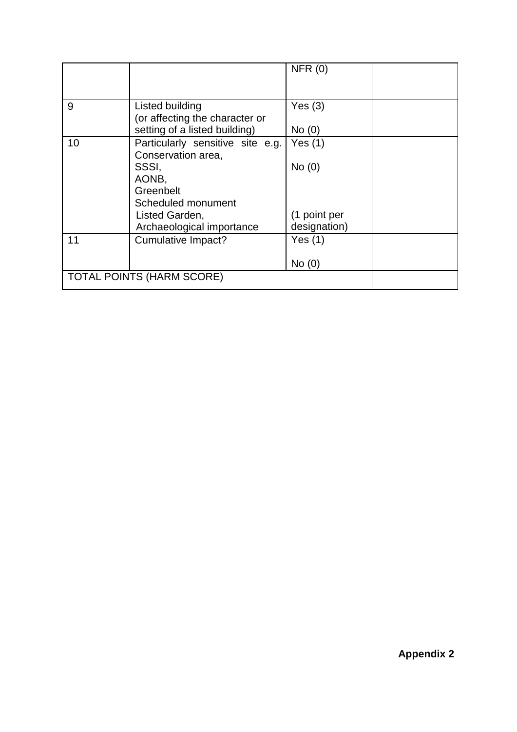| | | | |
|---|---|---|---|
| | | NFR (0) | |
| 9 | Listed building<br>(or affecting the character or setting of a listed building) | Yes (3)<br><br>No (0) | |
| 10 | Particularly sensitive site e.g. Conservation area,<br>SSSI,<br>AONB,<br>Greenbelt<br>Scheduled monument<br>Listed Garden,<br>Archaeological importance | Yes (1)<br><br>No (0)<br><br>(1 point per designation) | |
| 11 | Cumulative Impact? | Yes (1)<br><br>No (0) | |
| TOTAL POINTS (HARM SCORE) | | | |

**Appendix 2**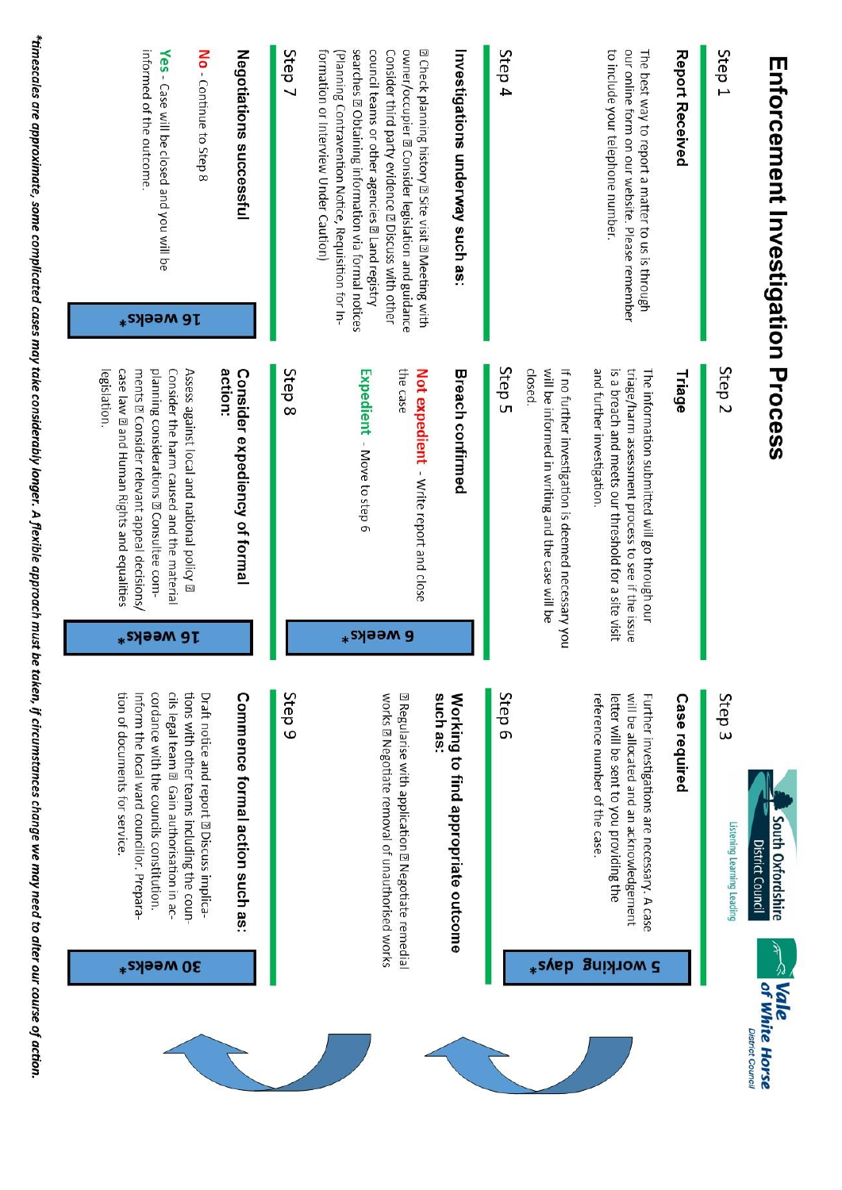# Enforcement Investigation Process

South Oxfordshire District Council — Listening Learning Leading

Vale of White Horse District Council

## Step 1

### Report Received

The best way to report a matter to us is through our online form on our website. Please remember to include your telephone number.

## Step 2

### Triage

The information submitted will go through our triage/harm assessment process to see if the issue is a breach and meets our threshold for a site visit and further investigation.

If no further investigation is deemed necessary you will be informed in writing and the case will be closed.

## Step 3

### Case required

Further investigations are necessary. A case will be allocated and an acknowledgement letter will be sent to you providing the reference number of the case.

**5 working days***

## Step 4

### Investigations underway such as:

- Check planning history
- Site visit
- Meeting with owner/occupier
- Consider legislation and guidance
- Consider third party evidence
- Discuss with other council teams or other agencies
- Land registry searches
- Obtaining information via formal notices (Planning Contravention Notice, Requisition for Information or Interview Under Caution)

## Step 5

### Breach confirmed

**Not expedient** - Write report and close the case

**Expedient** - Move to step 6

**6 weeks***

## Step 6

### Working to find appropriate outcome such as:

- Regularise with application
- Negotiate remedial works
- Negotiate removal of unauthorised works

## Step 7

### Negotiations successful

**No** - Continue to Step 8

**Yes** - Case will be closed and you will be informed of the outcome.

**16 weeks***

## Step 8

### Consider expediency of formal action:

- Assess against local and national policy
- Consider the harm caused and the material planning considerations
- Consultee comments
- Consider relevant appeal decisions/case law
- and Human Rights and equalities legislation.

**16 weeks***

## Step 9

### Commence formal action such as:

- Draft notice and report
- Discuss implications with other teams including the councils legal team
- Gain authorisation in accordance with the councils constitution. Inform the local ward councillor. Preparation of documents for service.

**30 weeks***

***timescales are approximate, some complicated cases may take considerably longer. A flexible approach must be taken, if circumstances change we may need to alter our course of action.**